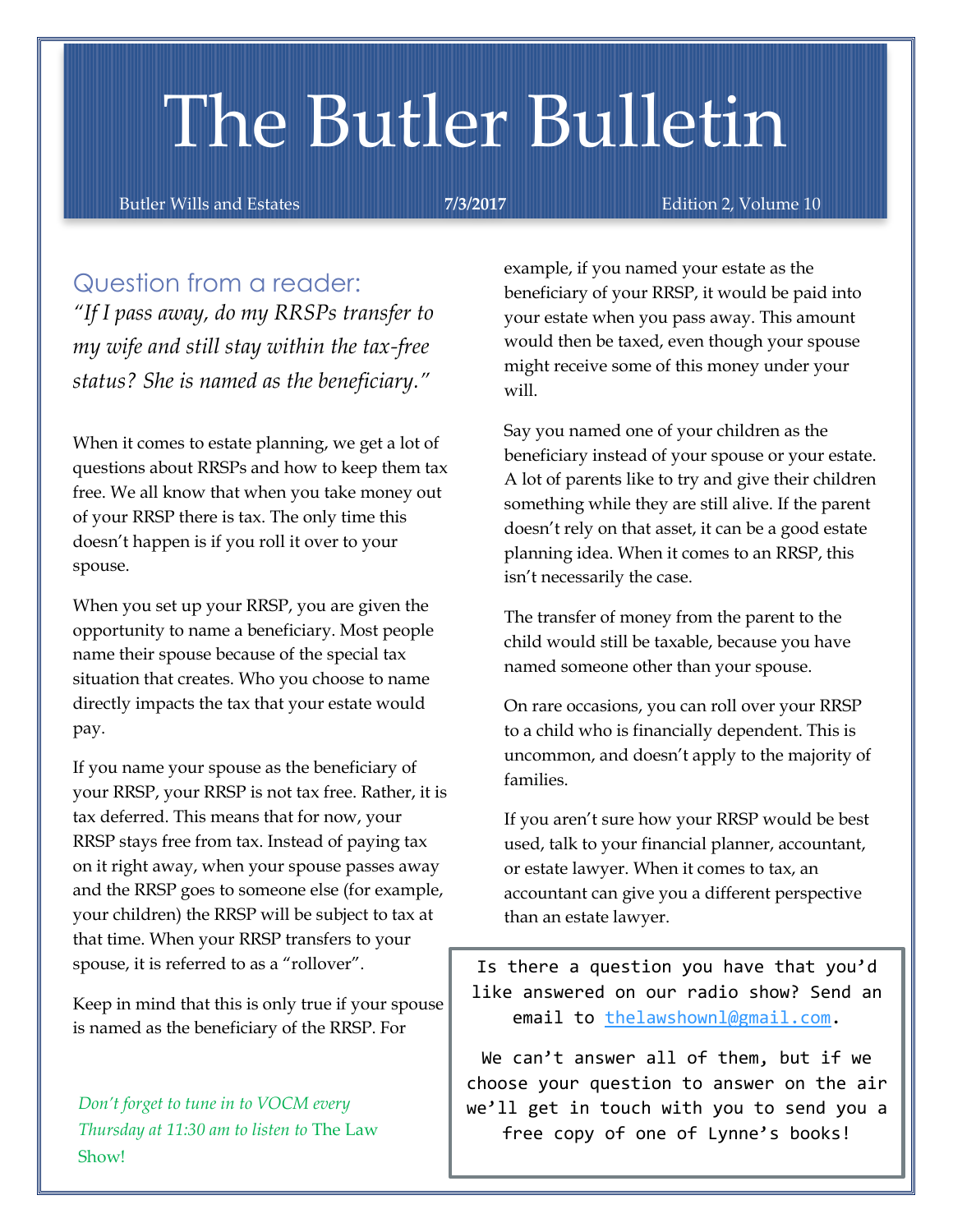# The Butler Bulletin

Butler Wills and Estates | **7/3/2017** | Edition 2, Volume 10

## Question from a reader:

*"If I pass away, do my RRSPs transfer to my wife and still stay within the tax-free status? She is named as the beneficiary."*

When it comes to estate planning, we get a lot of questions about RRSPs and how to keep them tax free. We all know that when you take money out of your RRSP there is tax. The only time this doesn't happen is if you roll it over to your spouse.

When you set up your RRSP, you are given the opportunity to name a beneficiary. Most people name their spouse because of the special tax situation that creates. Who you choose to name directly impacts the tax that your estate would pay.

If you name your spouse as the beneficiary of your RRSP, your RRSP is not tax free. Rather, it is tax deferred. This means that for now, your RRSP stays free from tax. Instead of paying tax on it right away, when your spouse passes away and the RRSP goes to someone else (for example, your children) the RRSP will be subject to tax at that time. When your RRSP transfers to your spouse, it is referred to as a "rollover".

Keep in mind that this is only true if your spouse is named as the beneficiary of the RRSP. For example, if you named your estate as the beneficiary of your RRSP, it would be paid into your estate when you pass away. This amount would then be taxed, even though your spouse might receive some of this money under your will.

Say you named one of your children as the beneficiary instead of your spouse or your estate. A lot of parents like to try and give their children something while they are still alive. If the parent doesn't rely on that asset, it can be a good estate planning idea. When it comes to an RRSP, this isn't necessarily the case.

The transfer of money from the parent to the child would still be taxable, because you have named someone other than your spouse.

On rare occasions, you can roll over your RRSP to a child who is financially dependent. This is uncommon, and doesn't apply to the majority of families.

If you aren't sure how your RRSP would be best used, talk to your financial planner, accountant, or estate lawyer. When it comes to tax, an accountant can give you a different perspective than an estate lawyer.

*Don't forget to tune in to VOCM every Thursday at 11:30 am to listen to* The Law Show!

> Is there a question you have that you'd like answered on our radio show? Send an email to thelawshownl@gmail.com.
>
> We can't answer all of them, but if we choose your question to answer on the air we'll get in touch with you to send you a free copy of one of Lynne's books!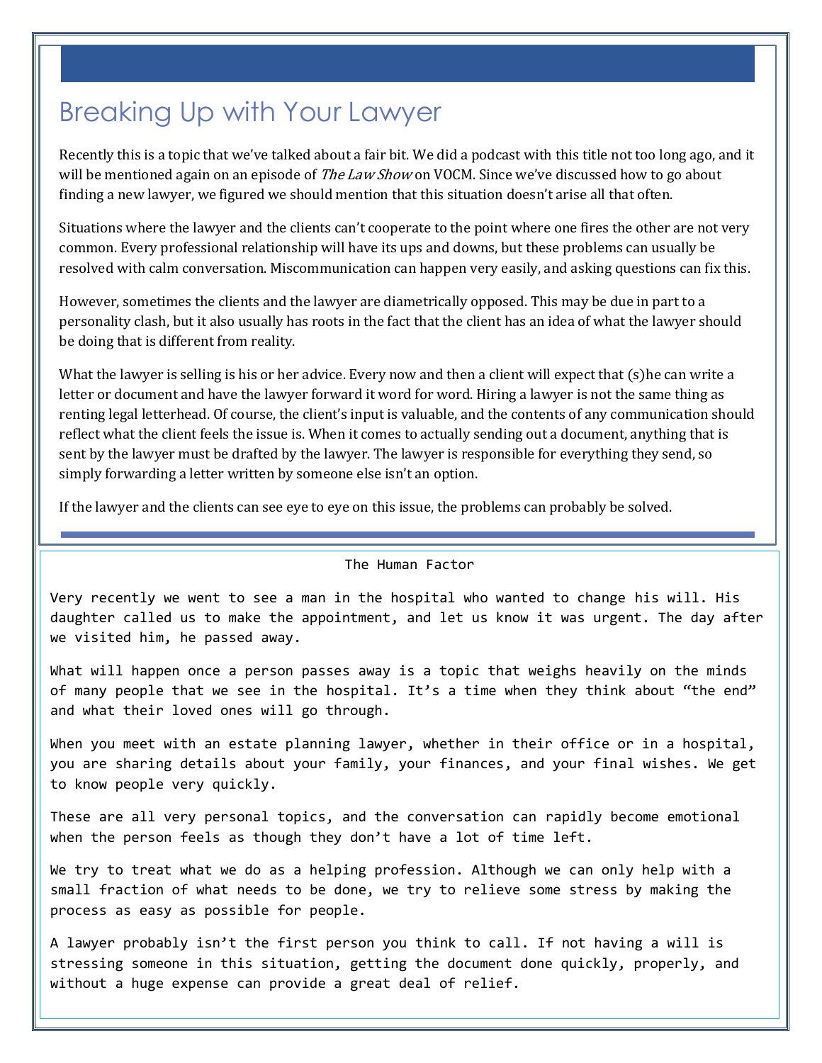# Breaking Up with Your Lawyer

Recently this is a topic that we've talked about a fair bit. We did a podcast with this title not too long ago, and it will be mentioned again on an episode of *The Law Show* on VOCM. Since we've discussed how to go about finding a new lawyer, we figured we should mention that this situation doesn't arise all that often.

Situations where the lawyer and the clients can't cooperate to the point where one fires the other are not very common. Every professional relationship will have its ups and downs, but these problems can usually be resolved with calm conversation. Miscommunication can happen very easily, and asking questions can fix this.

However, sometimes the clients and the lawyer are diametrically opposed. This may be due in part to a personality clash, but it also usually has roots in the fact that the client has an idea of what the lawyer should be doing that is different from reality.

What the lawyer is selling is his or her advice. Every now and then a client will expect that (s)he can write a letter or document and have the lawyer forward it word for word. Hiring a lawyer is not the same thing as renting legal letterhead. Of course, the client's input is valuable, and the contents of any communication should reflect what the client feels the issue is. When it comes to actually sending out a document, anything that is sent by the lawyer must be drafted by the lawyer. The lawyer is responsible for everything they send, so simply forwarding a letter written by someone else isn't an option.

If the lawyer and the clients can see eye to eye on this issue, the problems can probably be solved.

## The Human Factor

Very recently we went to see a man in the hospital who wanted to change his will. His daughter called us to make the appointment, and let us know it was urgent. The day after we visited him, he passed away.

What will happen once a person passes away is a topic that weighs heavily on the minds of many people that we see in the hospital. It's a time when they think about "the end" and what their loved ones will go through.

When you meet with an estate planning lawyer, whether in their office or in a hospital, you are sharing details about your family, your finances, and your final wishes. We get to know people very quickly.

These are all very personal topics, and the conversation can rapidly become emotional when the person feels as though they don't have a lot of time left.

We try to treat what we do as a helping profession. Although we can only help with a small fraction of what needs to be done, we try to relieve some stress by making the process as easy as possible for people.

A lawyer probably isn't the first person you think to call. If not having a will is stressing someone in this situation, getting the document done quickly, properly, and without a huge expense can provide a great deal of relief.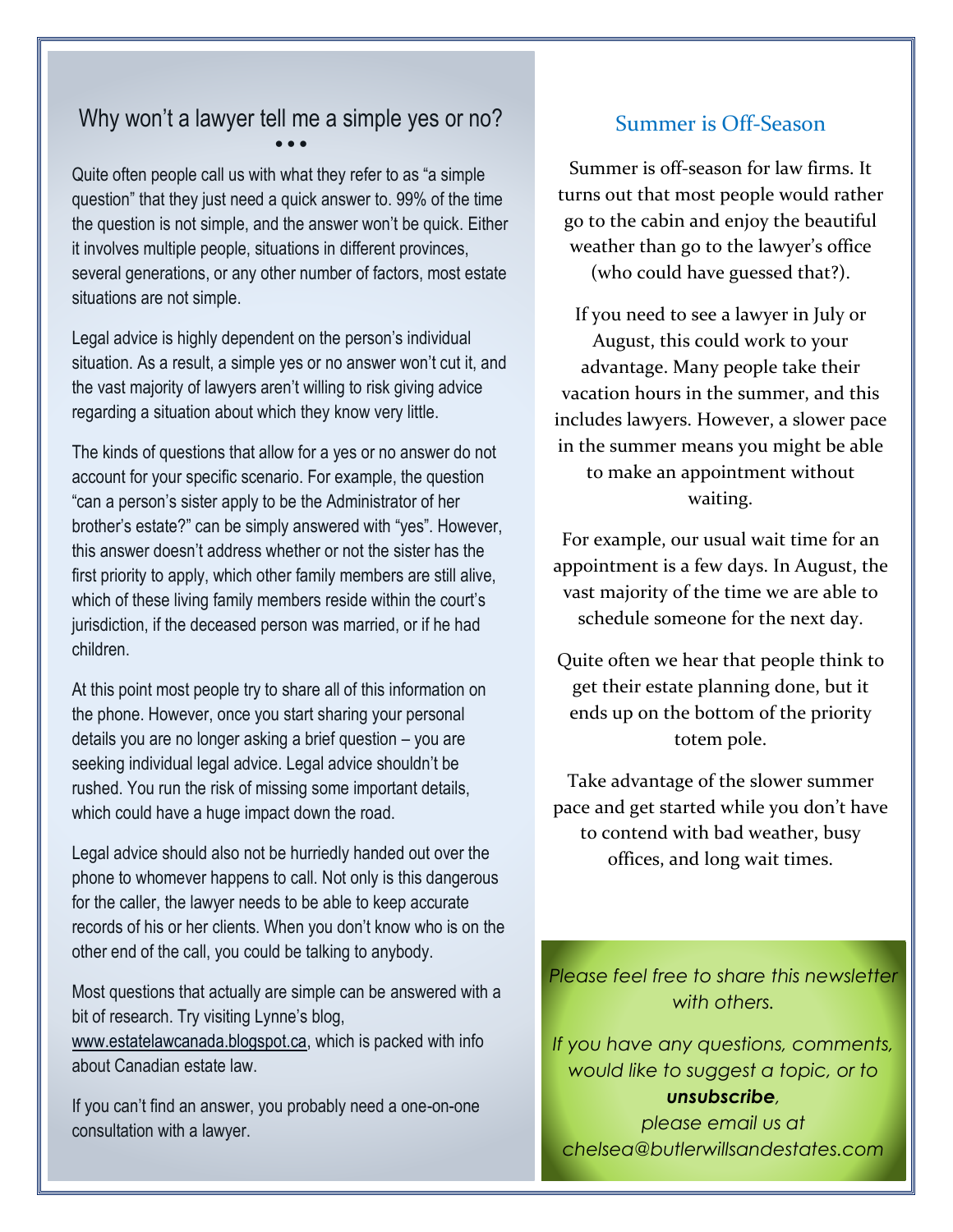## Why won't a lawyer tell me a simple yes or no?

Quite often people call us with what they refer to as "a simple question" that they just need a quick answer to. 99% of the time the question is not simple, and the answer won't be quick. Either it involves multiple people, situations in different provinces, several generations, or any other number of factors, most estate situations are not simple.

Legal advice is highly dependent on the person's individual situation. As a result, a simple yes or no answer won't cut it, and the vast majority of lawyers aren't willing to risk giving advice regarding a situation about which they know very little.

The kinds of questions that allow for a yes or no answer do not account for your specific scenario. For example, the question "can a person's sister apply to be the Administrator of her brother's estate?" can be simply answered with "yes". However, this answer doesn't address whether or not the sister has the first priority to apply, which other family members are still alive, which of these living family members reside within the court's jurisdiction, if the deceased person was married, or if he had children.

At this point most people try to share all of this information on the phone. However, once you start sharing your personal details you are no longer asking a brief question – you are seeking individual legal advice. Legal advice shouldn't be rushed. You run the risk of missing some important details, which could have a huge impact down the road.

Legal advice should also not be hurriedly handed out over the phone to whomever happens to call. Not only is this dangerous for the caller, the lawyer needs to be able to keep accurate records of his or her clients. When you don't know who is on the other end of the call, you could be talking to anybody.

Most questions that actually are simple can be answered with a bit of research. Try visiting Lynne's blog, www.estatelawcanada.blogspot.ca, which is packed with info about Canadian estate law.

If you can't find an answer, you probably need a one-on-one consultation with a lawyer.

## Summer is Off-Season

Summer is off-season for law firms. It turns out that most people would rather go to the cabin and enjoy the beautiful weather than go to the lawyer's office (who could have guessed that?).

If you need to see a lawyer in July or August, this could work to your advantage. Many people take their vacation hours in the summer, and this includes lawyers. However, a slower pace in the summer means you might be able to make an appointment without waiting.

For example, our usual wait time for an appointment is a few days. In August, the vast majority of the time we are able to schedule someone for the next day.

Quite often we hear that people think to get their estate planning done, but it ends up on the bottom of the priority totem pole.

Take advantage of the slower summer pace and get started while you don't have to contend with bad weather, busy offices, and long wait times.

*Please feel free to share this newsletter with others.*

*If you have any questions, comments, would like to suggest a topic, or to* ***unsubscribe****, please email us at chelsea@butlerwillsandestates.com*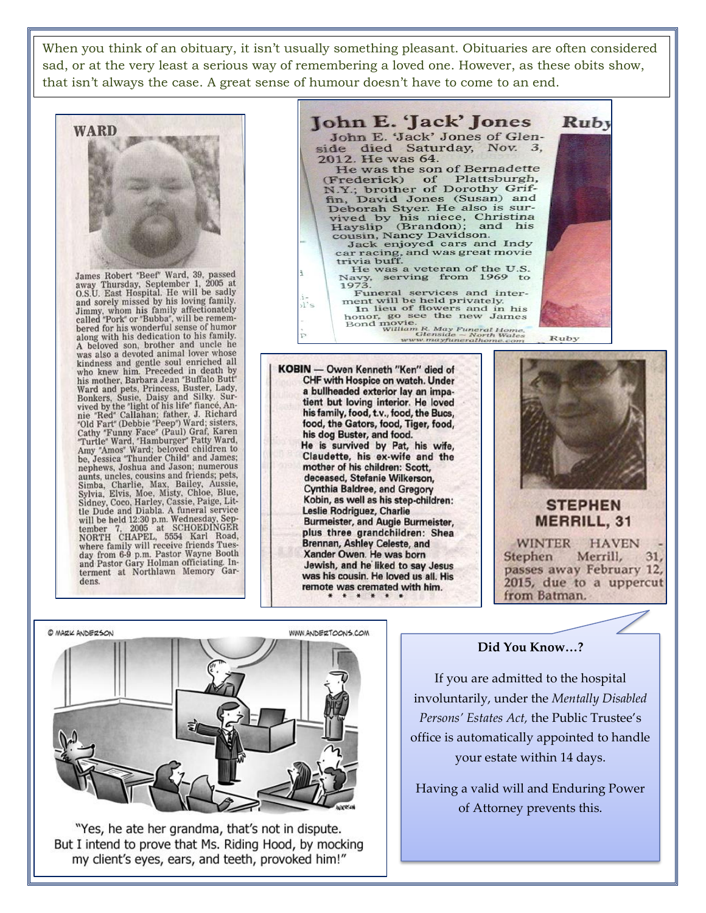When you think of an obituary, it isn't usually something pleasant. Obituaries are often considered sad, or at the very least a serious way of remembering a loved one. However, as these obits show, that isn't always the case. A great sense of humour doesn't have to come to an end.

## WARD

James Robert "Beef" Ward, 39, passed away Thursday, September 1, 2005 at O.S.U. East Hospital. He will be sadly and sorely missed by his loving family. Jimmy, whom his family affectionately called "Pork" or "Bubba", will be remembered for his wonderful sense of humor along with his dedication to his family. A beloved son, brother and uncle he was also a devoted animal lover whose kindness and gentle soul enriched all who knew him. Preceded in death by his mother, Barbara Jean "Buffalo Butt" Ward and pets, Princess, Buster, Lady, Bonkers, Susie, Daisy and Silky. Survived by the "light of his life" fiancé, Annie "Red" Callahan; father, J. Richard "Old Fart" (Debbie "Peep") Ward; sisters, Cathy "Funny Face" (Paul) Graf, Karen "Turtle" Ward, "Hamburger" Patty Ward, Amy "Amos" Ward; beloved children to be, Jessica "Thunder Child" and James; nephews, Joshua and Jason; numerous aunts, uncles, cousins and friends; pets, Simba, Charlie, Max, Bailey, Aussie, Sylvia, Elvis, Moe, Misty, Chloe, Blue, Sidney, Coco, Harley, Cassie, Paige, Little Dude and Diabla. A funeral service will be held 12:30 p.m. Wednesday, September 7, 2005 at SCHOEDINGER NORTH CHAPEL, 5554 Karl Road, where family will receive friends Tuesday from 6-9 p.m. Pastor Wayne Booth and Pastor Gary Holman officiating. Interment at Northlawn Memory Gardens.

## John E. 'Jack' Jones

John E. 'Jack' Jones of Glenside died Saturday, Nov. 3, 2012. He was 64.

He was the son of Bernadette (Frederick) of Plattsburgh, N.Y.; brother of Dorothy Griffin, David Jones (Susan) and Deborah Styer. He also is survived by his niece, Christina Hayslip (Brandon); and his cousin, Nancy Davidson.

Jack enjoyed cars and Indy car racing, and was great movie trivia buff.

He was a veteran of the U.S. Navy, serving from 1969 to 1973.

Funeral services and interment will be held privately.

In lieu of flowers and in his honor, go see the new James Bond movie.

*William R. May Funeral Home, Glenside – North Wales www.mayfuneralhome.com*

**KOBIN** — Owen Kenneth "Ken" died of CHF with Hospice on watch. Under a bullheaded exterior lay an impatient but loving interior. He loved his family, food, t.v., food, the Bucs, food, the Gators, food, Tiger, food, his dog Buster, and food.

He is survived by Pat, his wife, Claudette, his ex-wife and the mother of his children: Scott, deceased, Stefanie Wilkerson, Cynthia Baldree, and Gregory Kobin, as well as his step-children: Leslie Rodriguez, Charlie Burmeister, and Augie Burmeister, plus three grandchildren: Shea Brennan, Ashley Celeste, and Xander Owen. He was born Jewish, and he liked to say Jesus was his cousin. He loved us all. His remote was cremated with him.

\* \* \* \* \* \*

## STEPHEN MERRILL, 31

WINTER HAVEN - Stephen Merrill, 31, passes away February 12, 2015, due to a uppercut from Batman.

© MARK ANDERSON WWW.ANDERTOONS.COM

"Yes, he ate her grandma, that's not in dispute. But I intend to prove that Ms. Riding Hood, by mocking my client's eyes, ears, and teeth, provoked him!"

**Did You Know…?**

If you are admitted to the hospital involuntarily, under the *Mentally Disabled Persons' Estates Act,* the Public Trustee's office is automatically appointed to handle your estate within 14 days.

Having a valid will and Enduring Power of Attorney prevents this.